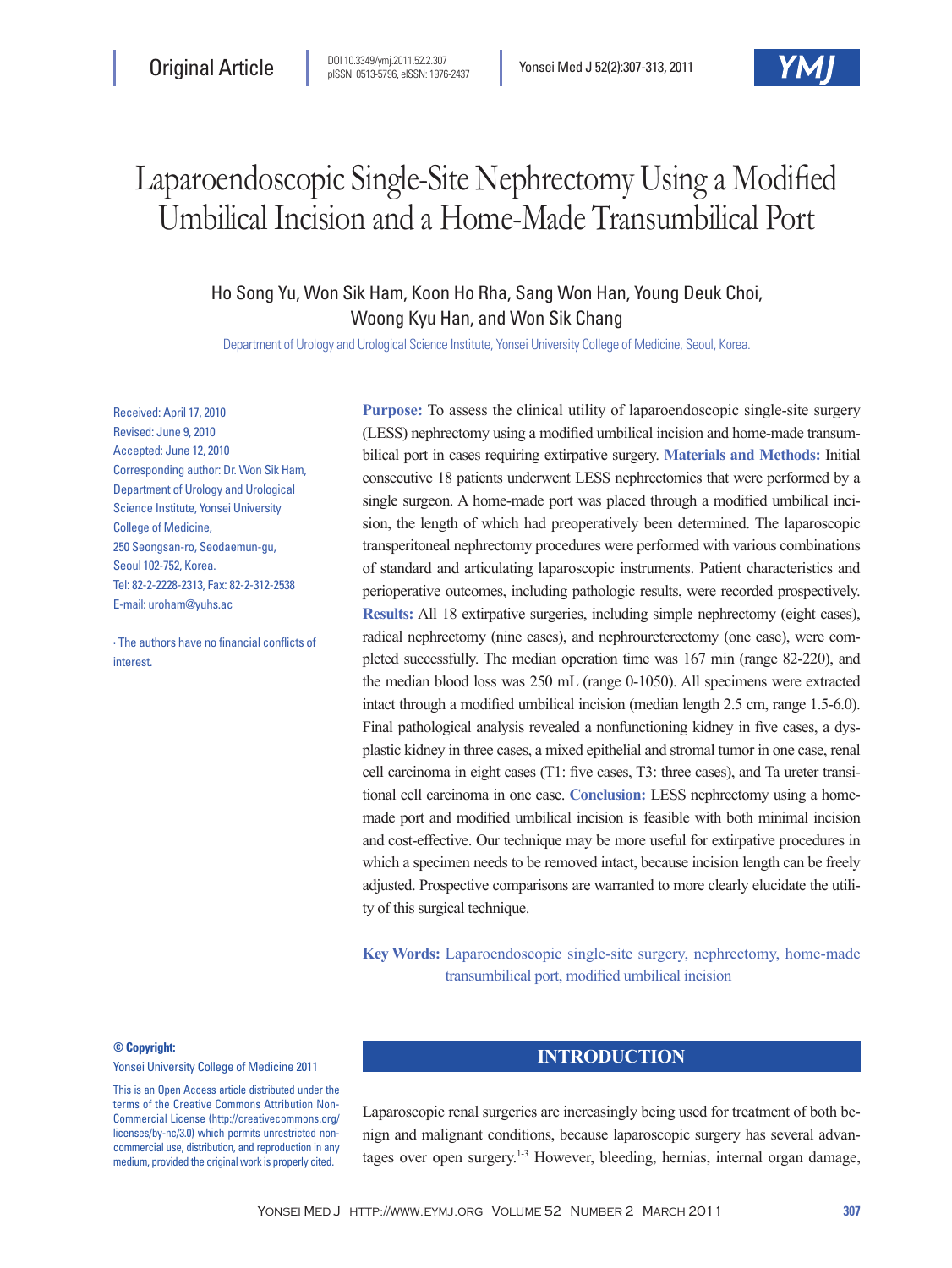Original Article

DOI 10.3349/ymj.2011.52.2.307
pISSN: 0513-5796, eISSN: 1976-2437

# Laparoendoscopic Single-Site Nephrectomy Using a Modified Umbilical Incision and a Home-Made Transumbilical Port

Ho Song Yu, Won Sik Ham, Koon Ho Rha, Sang Won Han, Young Deuk Choi, Woong Kyu Han, and Won Sik Chang

Department of Urology and Urological Science Institute, Yonsei University College of Medicine, Seoul, Korea.

Received: April 17, 2010
Revised: June 9, 2010
Accepted: June 12, 2010
Corresponding author: Dr. Won Sik Ham, Department of Urology and Urological Science Institute, Yonsei University College of Medicine, 250 Seongsan-ro, Seodaemun-gu, Seoul 102-752, Korea.
Tel: 82-2-2228-2313, Fax: 82-2-312-2538
E-mail: uroham@yuhs.ac

∙ The authors have no financial conflicts of interest.

**Purpose:** To assess the clinical utility of laparoendoscopic single-site surgery (LESS) nephrectomy using a modified umbilical incision and home-made transumbilical port in cases requiring extirpative surgery. **Materials and Methods:** Initial consecutive 18 patients underwent LESS nephrectomies that were performed by a single surgeon. A home-made port was placed through a modified umbilical incision, the length of which had preoperatively been determined. The laparoscopic transperitoneal nephrectomy procedures were performed with various combinations of standard and articulating laparoscopic instruments. Patient characteristics and perioperative outcomes, including pathologic results, were recorded prospectively. **Results:** All 18 extirpative surgeries, including simple nephrectomy (eight cases), radical nephrectomy (nine cases), and nephroureterectomy (one case), were completed successfully. The median operation time was 167 min (range 82-220), and the median blood loss was 250 mL (range 0-1050). All specimens were extracted intact through a modified umbilical incision (median length 2.5 cm, range 1.5-6.0). Final pathological analysis revealed a nonfunctioning kidney in five cases, a dysplastic kidney in three cases, a mixed epithelial and stromal tumor in one case, renal cell carcinoma in eight cases (T1: five cases, T3: three cases), and Ta ureter transitional cell carcinoma in one case. **Conclusion:** LESS nephrectomy using a home-made port and modified umbilical incision is feasible with both minimal incision and cost-effective. Our technique may be more useful for extirpative procedures in which a specimen needs to be removed intact, because incision length can be freely adjusted. Prospective comparisons are warranted to more clearly elucidate the utility of this surgical technique.

**Key Words:** Laparoendoscopic single-site surgery, nephrectomy, home-made transumbilical port, modified umbilical incision

**© Copyright:**
Yonsei University College of Medicine 2011

This is an Open Access article distributed under the terms of the Creative Commons Attribution Non-Commercial License (http://creativecommons.org/licenses/by-nc/3.0) which permits unrestricted non-commercial use, distribution, and reproduction in any medium, provided the original work is properly cited.

## INTRODUCTION

Laparoscopic renal surgeries are increasingly being used for treatment of both benign and malignant conditions, because laparoscopic surgery has several advantages over open surgery.[1-3] However, bleeding, hernias, internal organ damage,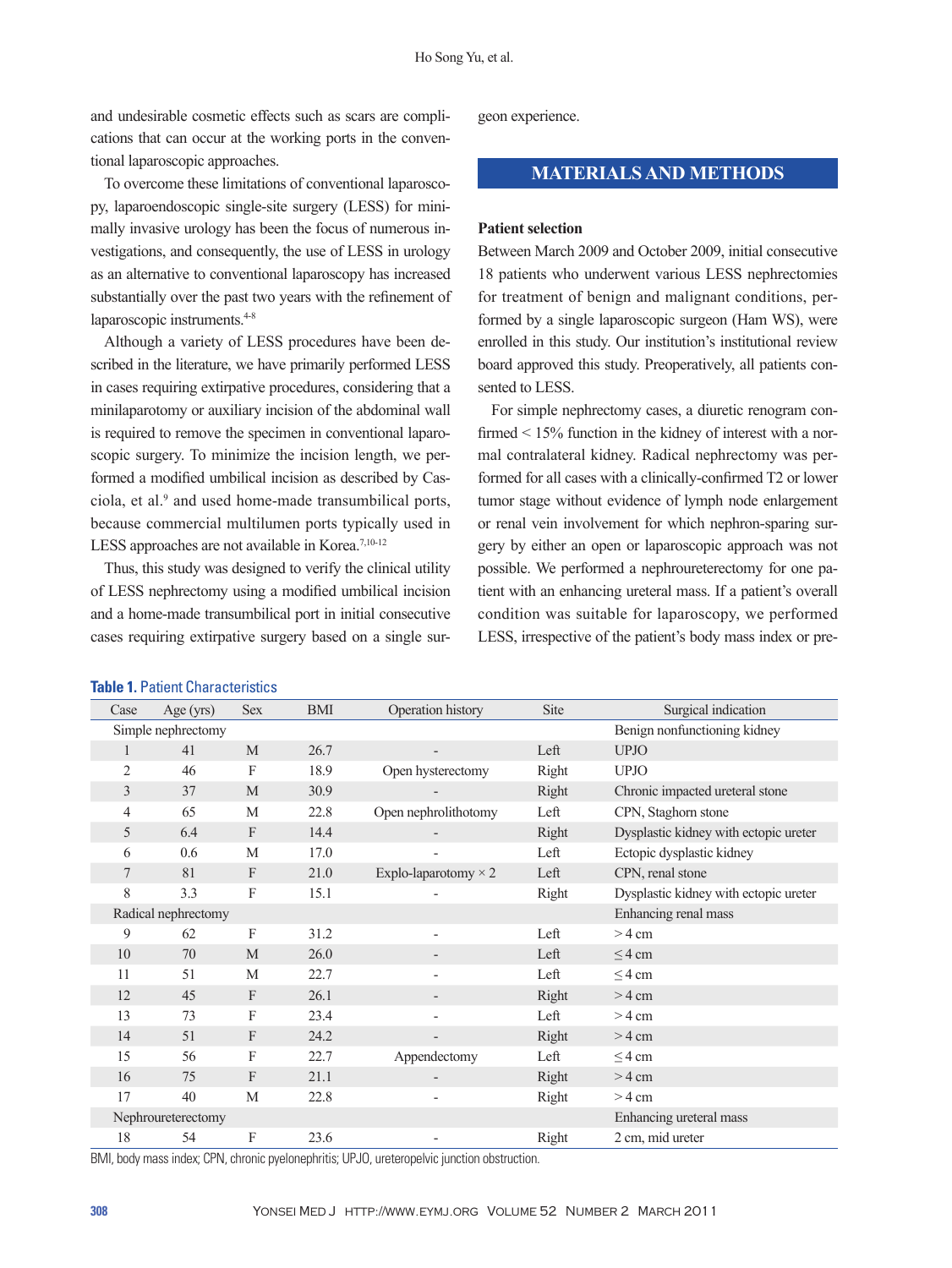and undesirable cosmetic effects such as scars are complications that can occur at the working ports in the conventional laparoscopic approaches.

To overcome these limitations of conventional laparoscopy, laparoendoscopic single-site surgery (LESS) for minimally invasive urology has been the focus of numerous investigations, and consequently, the use of LESS in urology as an alternative to conventional laparoscopy has increased substantially over the past two years with the refinement of laparoscopic instruments.[4-8]

Although a variety of LESS procedures have been described in the literature, we have primarily performed LESS in cases requiring extirpative procedures, considering that a minilaparotomy or auxiliary incision of the abdominal wall is required to remove the specimen in conventional laparoscopic surgery. To minimize the incision length, we performed a modified umbilical incision as described by Casciola, et al.[9] and used home-made transumbilical ports, because commercial multilumen ports typically used in LESS approaches are not available in Korea.[7,10-12]

Thus, this study was designed to verify the clinical utility of LESS nephrectomy using a modified umbilical incision and a home-made transumbilical port in initial consecutive cases requiring extirpative surgery based on a single surgeon experience.

## MATERIALS AND METHODS

### Patient selection

Between March 2009 and October 2009, initial consecutive 18 patients who underwent various LESS nephrectomies for treatment of benign and malignant conditions, performed by a single laparoscopic surgeon (Ham WS), were enrolled in this study. Our institution's institutional review board approved this study. Preoperatively, all patients consented to LESS.

For simple nephrectomy cases, a diuretic renogram confirmed < 15% function in the kidney of interest with a normal contralateral kidney. Radical nephrectomy was performed for all cases with a clinically-confirmed T2 or lower tumor stage without evidence of lymph node enlargement or renal vein involvement for which nephron-sparing surgery by either an open or laparoscopic approach was not possible. We performed a nephroureterectomy for one patient with an enhancing ureteral mass. If a patient's overall condition was suitable for laparoscopy, we performed LESS, irrespective of the patient's body mass index or pre-

**Table 1.** Patient Characteristics

| Case | Age (yrs) | Sex | BMI | Operation history | Site | Surgical indication |
|---|---|---|---|---|---|---|
| Simple nephrectomy | | | | | | Benign nonfunctioning kidney |
| 1 | 41 | M | 26.7 | - | Left | UPJO |
| 2 | 46 | F | 18.9 | Open hysterectomy | Right | UPJO |
| 3 | 37 | M | 30.9 | - | Right | Chronic impacted ureteral stone |
| 4 | 65 | M | 22.8 | Open nephrolithotomy | Left | CPN, Staghorn stone |
| 5 | 6.4 | F | 14.4 | - | Right | Dysplastic kidney with ectopic ureter |
| 6 | 0.6 | M | 17.0 | - | Left | Ectopic dysplastic kidney |
| 7 | 81 | F | 21.0 | Explo-laparotomy × 2 | Left | CPN, renal stone |
| 8 | 3.3 | F | 15.1 | - | Right | Dysplastic kidney with ectopic ureter |
| Radical nephrectomy | | | | | | Enhancing renal mass |
| 9 | 62 | F | 31.2 | - | Left | > 4 cm |
| 10 | 70 | M | 26.0 | - | Left | ≤ 4 cm |
| 11 | 51 | M | 22.7 | - | Left | ≤ 4 cm |
| 12 | 45 | F | 26.1 | - | Right | > 4 cm |
| 13 | 73 | F | 23.4 | - | Left | > 4 cm |
| 14 | 51 | F | 24.2 | - | Right | > 4 cm |
| 15 | 56 | F | 22.7 | Appendectomy | Left | ≤ 4 cm |
| 16 | 75 | F | 21.1 | - | Right | > 4 cm |
| 17 | 40 | M | 22.8 | - | Right | > 4 cm |
| Nephroureterectomy | | | | | | Enhancing ureteral mass |
| 18 | 54 | F | 23.6 | - | Right | 2 cm, mid ureter |

BMI, body mass index; CPN, chronic pyelonephritis; UPJO, ureteropelvic junction obstruction.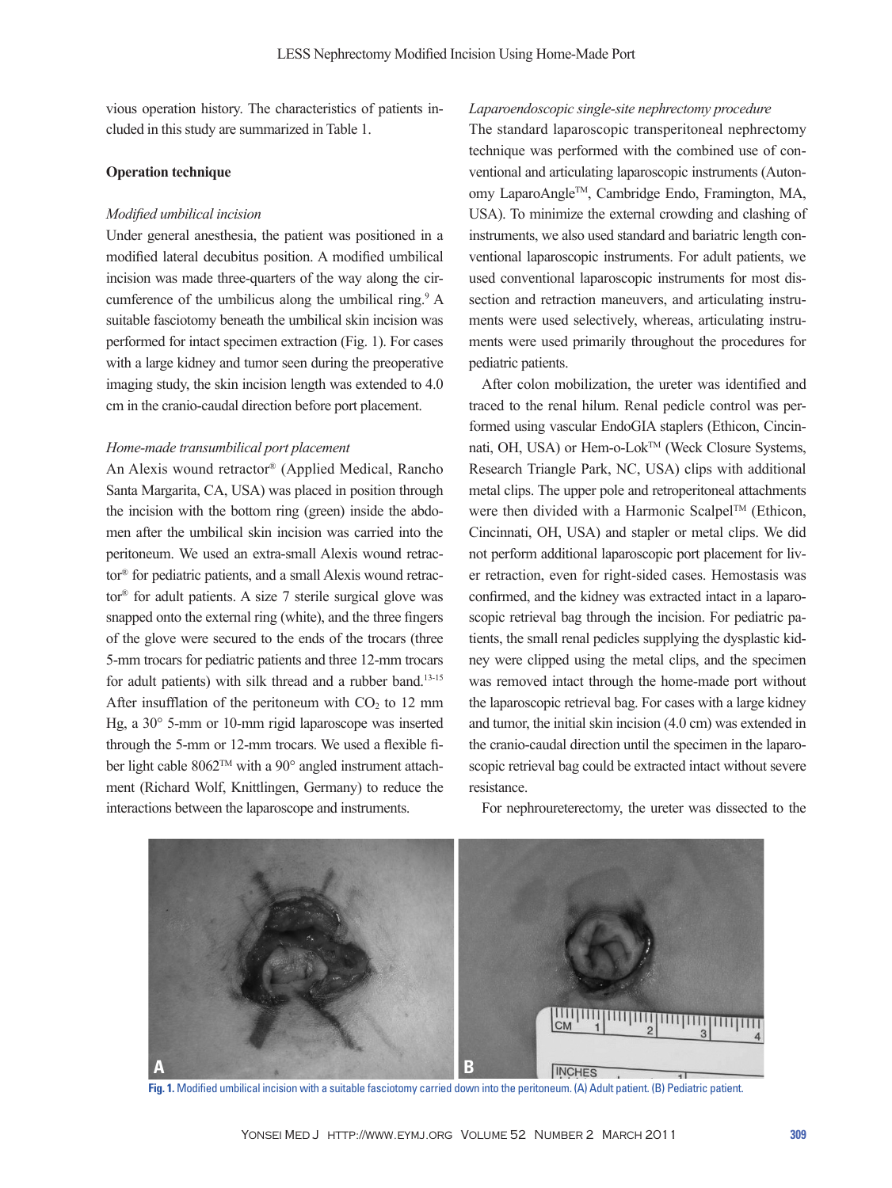vious operation history. The characteristics of patients included in this study are summarized in Table 1.

### Operation technique

*Modified umbilical incision*

Under general anesthesia, the patient was positioned in a modified lateral decubitus position. A modified umbilical incision was made three-quarters of the way along the circumference of the umbilicus along the umbilical ring.[9] A suitable fasciotomy beneath the umbilical skin incision was performed for intact specimen extraction (Fig. 1). For cases with a large kidney and tumor seen during the preoperative imaging study, the skin incision length was extended to 4.0 cm in the cranio-caudal direction before port placement.

*Home-made transumbilical port placement*

An Alexis wound retractor® (Applied Medical, Rancho Santa Margarita, CA, USA) was placed in position through the incision with the bottom ring (green) inside the abdomen after the umbilical skin incision was carried into the peritoneum. We used an extra-small Alexis wound retractor® for pediatric patients, and a small Alexis wound retractor® for adult patients. A size 7 sterile surgical glove was snapped onto the external ring (white), and the three fingers of the glove were secured to the ends of the trocars (three 5-mm trocars for pediatric patients and three 12-mm trocars for adult patients) with silk thread and a rubber band.[13-15] After insufflation of the peritoneum with $CO_2$ to 12 mm Hg, a 30° 5-mm or 10-mm rigid laparoscope was inserted through the 5-mm or 12-mm trocars. We used a flexible fiber light cable 8062™ with a 90° angled instrument attachment (Richard Wolf, Knittlingen, Germany) to reduce the interactions between the laparoscope and instruments.

*Laparoendoscopic single-site nephrectomy procedure*

The standard laparoscopic transperitoneal nephrectomy technique was performed with the combined use of conventional and articulating laparoscopic instruments (Autonomy LaparoAngle™, Cambridge Endo, Framington, MA, USA). To minimize the external crowding and clashing of instruments, we also used standard and bariatric length conventional laparoscopic instruments. For adult patients, we used conventional laparoscopic instruments for most dissection and retraction maneuvers, and articulating instruments were used selectively, whereas, articulating instruments were used primarily throughout the procedures for pediatric patients.

After colon mobilization, the ureter was identified and traced to the renal hilum. Renal pedicle control was performed using vascular EndoGIA staplers (Ethicon, Cincinnati, OH, USA) or Hem-o-Lok™ (Weck Closure Systems, Research Triangle Park, NC, USA) clips with additional metal clips. The upper pole and retroperitoneal attachments were then divided with a Harmonic Scalpel™ (Ethicon, Cincinnati, OH, USA) and stapler or metal clips. We did not perform additional laparoscopic port placement for liver retraction, even for right-sided cases. Hemostasis was confirmed, and the kidney was extracted intact in a laparoscopic retrieval bag through the incision. For pediatric patients, the small renal pedicles supplying the dysplastic kidney were clipped using the metal clips, and the specimen was removed intact through the home-made port without the laparoscopic retrieval bag. For cases with a large kidney and tumor, the initial skin incision (4.0 cm) was extended in the cranio-caudal direction until the specimen in the laparoscopic retrieval bag could be extracted intact without severe resistance.

For nephroureterectomy, the ureter was dissected to the

**Fig. 1.** Modified umbilical incision with a suitable fasciotomy carried down into the peritoneum. (A) Adult patient. (B) Pediatric patient.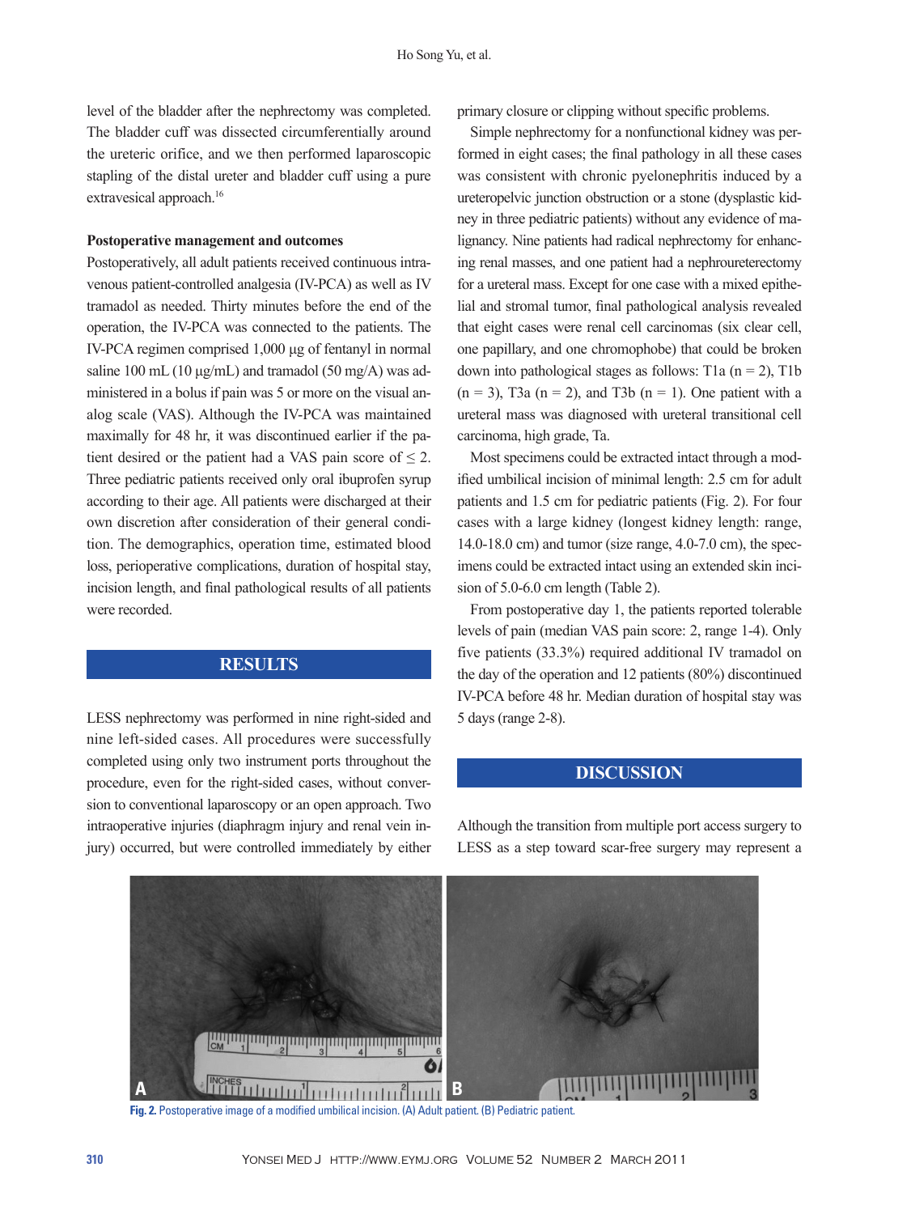level of the bladder after the nephrectomy was completed. The bladder cuff was dissected circumferentially around the ureteric orifice, and we then performed laparoscopic stapling of the distal ureter and bladder cuff using a pure extravesical approach.[16]

### Postoperative management and outcomes

Postoperatively, all adult patients received continuous intravenous patient-controlled analgesia (IV-PCA) as well as IV tramadol as needed. Thirty minutes before the end of the operation, the IV-PCA was connected to the patients. The IV-PCA regimen comprised 1,000 μg of fentanyl in normal saline 100 mL (10 μg/mL) and tramadol (50 mg/A) was administered in a bolus if pain was 5 or more on the visual analog scale (VAS). Although the IV-PCA was maintained maximally for 48 hr, it was discontinued earlier if the patient desired or the patient had a VAS pain score of ≤ 2. Three pediatric patients received only oral ibuprofen syrup according to their age. All patients were discharged at their own discretion after consideration of their general condition. The demographics, operation time, estimated blood loss, perioperative complications, duration of hospital stay, incision length, and final pathological results of all patients were recorded.

## RESULTS

LESS nephrectomy was performed in nine right-sided and nine left-sided cases. All procedures were successfully completed using only two instrument ports throughout the procedure, even for the right-sided cases, without conversion to conventional laparoscopy or an open approach. Two intraoperative injuries (diaphragm injury and renal vein injury) occurred, but were controlled immediately by either primary closure or clipping without specific problems.

Simple nephrectomy for a nonfunctional kidney was performed in eight cases; the final pathology in all these cases was consistent with chronic pyelonephritis induced by a ureteropelvic junction obstruction or a stone (dysplastic kidney in three pediatric patients) without any evidence of malignancy. Nine patients had radical nephrectomy for enhancing renal masses, and one patient had a nephroureterectomy for a ureteral mass. Except for one case with a mixed epithelial and stromal tumor, final pathological analysis revealed that eight cases were renal cell carcinomas (six clear cell, one papillary, and one chromophobe) that could be broken down into pathological stages as follows: T1a (n = 2), T1b (n = 3), T3a (n = 2), and T3b (n = 1). One patient with a ureteral mass was diagnosed with ureteral transitional cell carcinoma, high grade, Ta.

Most specimens could be extracted intact through a modified umbilical incision of minimal length: 2.5 cm for adult patients and 1.5 cm for pediatric patients (Fig. 2). For four cases with a large kidney (longest kidney length: range, 14.0-18.0 cm) and tumor (size range, 4.0-7.0 cm), the specimens could be extracted intact using an extended skin incision of 5.0-6.0 cm length (Table 2).

From postoperative day 1, the patients reported tolerable levels of pain (median VAS pain score: 2, range 1-4). Only five patients (33.3%) required additional IV tramadol on the day of the operation and 12 patients (80%) discontinued IV-PCA before 48 hr. Median duration of hospital stay was 5 days (range 2-8).

## DISCUSSION

Although the transition from multiple port access surgery to LESS as a step toward scar-free surgery may represent a

**Fig. 2.** Postoperative image of a modified umbilical incision. (A) Adult patient. (B) Pediatric patient.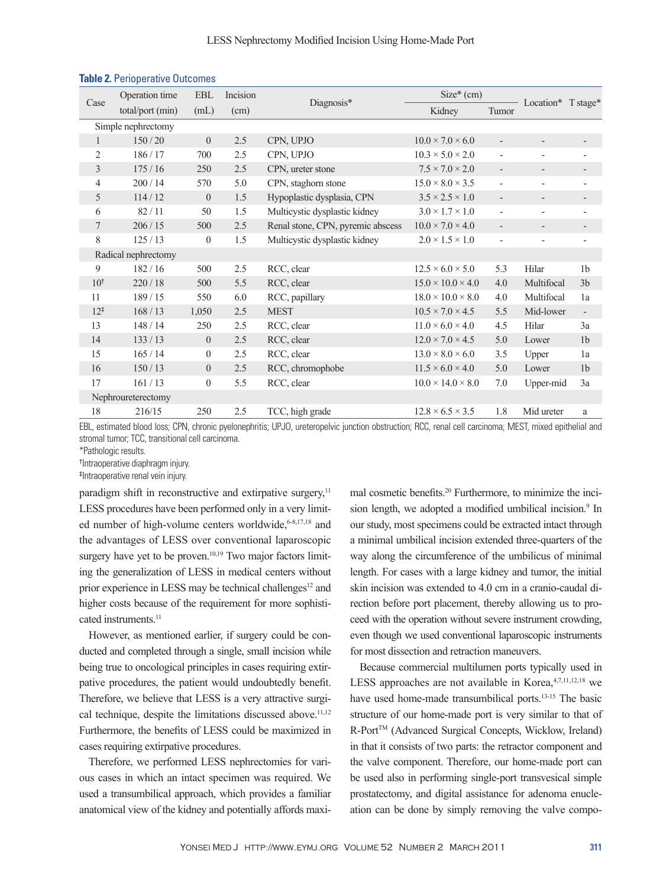**Table 2.** Perioperative Outcomes

| Case | Operation time total/port (min) | EBL (mL) | Incision (cm) | Diagnosis* | Size* (cm) | | Location* | T stage* |
|---|---|---|---|---|---|---|---|---|
| | | | | | Kidney | Tumor | | |
| Simple nephrectomy | | | | | | | | |
| 1 | 150 / 20 | 0 | 2.5 | CPN, UPJO | 10.0 × 7.0 × 6.0 | - | - | - |
| 2 | 186 / 17 | 700 | 2.5 | CPN, UPJO | 10.3 × 5.0 × 2.0 | - | - | - |
| 3 | 175 / 16 | 250 | 2.5 | CPN, ureter stone | 7.5 × 7.0 × 2.0 | - | - | - |
| 4 | 200 / 14 | 570 | 5.0 | CPN, staghorn stone | 15.0 × 8.0 × 3.5 | - | - | - |
| 5 | 114 / 12 | 0 | 1.5 | Hypoplastic dysplasia, CPN | 3.5 × 2.5 × 1.0 | - | - | - |
| 6 | 82 / 11 | 50 | 1.5 | Multicystic dysplastic kidney | 3.0 × 1.7 × 1.0 | - | - | - |
| 7 | 206 / 15 | 500 | 2.5 | Renal stone, CPN, pyremic abscess | 10.0 × 7.0 × 4.0 | - | - | - |
| 8 | 125 / 13 | 0 | 1.5 | Multicystic dysplastic kidney | 2.0 × 1.5 × 1.0 | - | - | - |
| Radical nephrectomy | | | | | | | | |
| 9 | 182 / 16 | 500 | 2.5 | RCC, clear | 12.5 × 6.0 × 5.0 | 5.3 | Hilar | 1b |
| 10† | 220 / 18 | 500 | 5.5 | RCC, clear | 15.0 × 10.0 × 4.0 | 4.0 | Multifocal | 3b |
| 11 | 189 / 15 | 550 | 6.0 | RCC, papillary | 18.0 × 10.0 × 8.0 | 4.0 | Multifocal | 1a |
| 12‡ | 168 / 13 | 1,050 | 2.5 | MEST | 10.5 × 7.0 × 4.5 | 5.5 | Mid-lower | - |
| 13 | 148 / 14 | 250 | 2.5 | RCC, clear | 11.0 × 6.0 × 4.0 | 4.5 | Hilar | 3a |
| 14 | 133 / 13 | 0 | 2.5 | RCC, clear | 12.0 × 7.0 × 4.5 | 5.0 | Lower | 1b |
| 15 | 165 / 14 | 0 | 2.5 | RCC, clear | 13.0 × 8.0 × 6.0 | 3.5 | Upper | 1a |
| 16 | 150 / 13 | 0 | 2.5 | RCC, chromophobe | 11.5 × 6.0 × 4.0 | 5.0 | Lower | 1b |
| 17 | 161 / 13 | 0 | 5.5 | RCC, clear | 10.0 × 14.0 × 8.0 | 7.0 | Upper-mid | 3a |
| Nephroureterectomy | | | | | | | | |
| 18 | 216/15 | 250 | 2.5 | TCC, high grade | 12.8 × 6.5 × 3.5 | 1.8 | Mid ureter | a |

EBL, estimated blood loss; CPN, chronic pyelonephritis; UPJO, ureteropelvic junction obstruction; RCC, renal cell carcinoma; MEST, mixed epithelial and stromal tumor; TCC, transitional cell carcinoma.
*Pathologic results.
†Intraoperative diaphragm injury.
‡Intraoperative renal vein injury.

paradigm shift in reconstructive and extirpative surgery,[11] LESS procedures have been performed only in a very limited number of high-volume centers worldwide,[6-8,17,18] and the advantages of LESS over conventional laparoscopic surgery have yet to be proven.[10,19] Two major factors limiting the generalization of LESS in medical centers without prior experience in LESS may be technical challenges[12] and higher costs because of the requirement for more sophisticated instruments.[11]

However, as mentioned earlier, if surgery could be conducted and completed through a single, small incision while being true to oncological principles in cases requiring extirpative procedures, the patient would undoubtedly benefit. Therefore, we believe that LESS is a very attractive surgical technique, despite the limitations discussed above.[11,12] Furthermore, the benefits of LESS could be maximized in cases requiring extirpative procedures.

Therefore, we performed LESS nephrectomies for various cases in which an intact specimen was required. We used a transumbilical approach, which provides a familiar anatomical view of the kidney and potentially affords maximal cosmetic benefits.[20] Furthermore, to minimize the incision length, we adopted a modified umbilical incision.[9] In our study, most specimens could be extracted intact through a minimal umbilical incision extended three-quarters of the way along the circumference of the umbilicus of minimal length. For cases with a large kidney and tumor, the initial skin incision was extended to 4.0 cm in a cranio-caudal direction before port placement, thereby allowing us to proceed with the operation without severe instrument crowding, even though we used conventional laparoscopic instruments for most dissection and retraction maneuvers.

Because commercial multilumen ports typically used in LESS approaches are not available in Korea,[4,7,11,12,18] we have used home-made transumbilical ports.[13-15] The basic structure of our home-made port is very similar to that of R-Port™ (Advanced Surgical Concepts, Wicklow, Ireland) in that it consists of two parts: the retractor component and the valve component. Therefore, our home-made port can be used also in performing single-port transvesical simple prostatectomy, and digital assistance for adenoma enucleation can be done by simply removing the valve compo-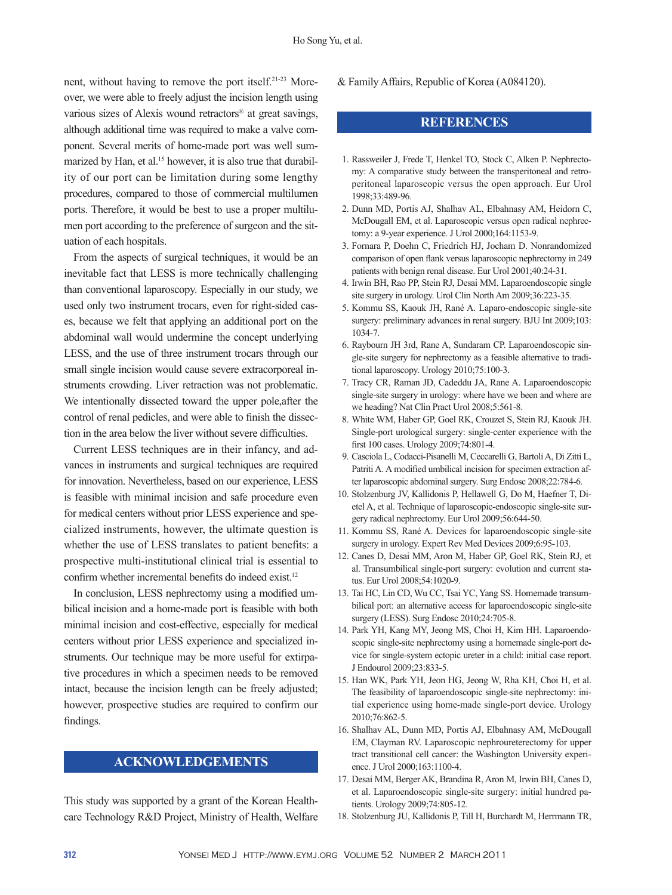nent, without having to remove the port itself.[21-23] Moreover, we were able to freely adjust the incision length using various sizes of Alexis wound retractors® at great savings, although additional time was required to make a valve component. Several merits of home-made port was well summarized by Han, et al.[15] however, it is also true that durability of our port can be limitation during some lengthy procedures, compared to those of commercial multilumen ports. Therefore, it would be best to use a proper multilumen port according to the preference of surgeon and the situation of each hospitals.

From the aspects of surgical techniques, it would be an inevitable fact that LESS is more technically challenging than conventional laparoscopy. Especially in our study, we used only two instrument trocars, even for right-sided cases, because we felt that applying an additional port on the abdominal wall would undermine the concept underlying LESS, and the use of three instrument trocars through our small single incision would cause severe extracorporeal instruments crowding. Liver retraction was not problematic. We intentionally dissected toward the upper pole,after the control of renal pedicles, and were able to finish the dissection in the area below the liver without severe difficulties.

Current LESS techniques are in their infancy, and advances in instruments and surgical techniques are required for innovation. Nevertheless, based on our experience, LESS is feasible with minimal incision and safe procedure even for medical centers without prior LESS experience and specialized instruments, however, the ultimate question is whether the use of LESS translates to patient benefits: a prospective multi-institutional clinical trial is essential to confirm whether incremental benefits do indeed exist.[12]

In conclusion, LESS nephrectomy using a modified umbilical incision and a home-made port is feasible with both minimal incision and cost-effective, especially for medical centers without prior LESS experience and specialized instruments. Our technique may be more useful for extirpative procedures in which a specimen needs to be removed intact, because the incision length can be freely adjusted; however, prospective studies are required to confirm our findings.

## ACKNOWLEDGEMENTS

This study was supported by a grant of the Korean Healthcare Technology R&D Project, Ministry of Health, Welfare & Family Affairs, Republic of Korea (A084120).

## REFERENCES

1. Rassweiler J, Frede T, Henkel TO, Stock C, Alken P. Nephrectomy: A comparative study between the transperitoneal and retroperitoneal laparoscopic versus the open approach. Eur Urol 1998;33:489-96.
2. Dunn MD, Portis AJ, Shalhav AL, Elbahnasy AM, Heidorn C, McDougall EM, et al. Laparoscopic versus open radical nephrectomy: a 9-year experience. J Urol 2000;164:1153-9.
3. Fornara P, Doehn C, Friedrich HJ, Jocham D. Nonrandomized comparison of open flank versus laparoscopic nephrectomy in 249 patients with benign renal disease. Eur Urol 2001;40:24-31.
4. Irwin BH, Rao PP, Stein RJ, Desai MM. Laparoendoscopic single site surgery in urology. Urol Clin North Am 2009;36:223-35.
5. Kommu SS, Kaouk JH, Rané A. Laparo-endoscopic single-site surgery: preliminary advances in renal surgery. BJU Int 2009;103:1034-7.
6. Raybourn JH 3rd, Rane A, Sundaram CP. Laparoendoscopic single-site surgery for nephrectomy as a feasible alternative to traditional laparoscopy. Urology 2010;75:100-3.
7. Tracy CR, Raman JD, Cadeddu JA, Rane A. Laparoendoscopic single-site surgery in urology: where have we been and where are we heading? Nat Clin Pract Urol 2008;5:561-8.
8. White WM, Haber GP, Goel RK, Crouzet S, Stein RJ, Kaouk JH. Single-port urological surgery: single-center experience with the first 100 cases. Urology 2009;74:801-4.
9. Casciola L, Codacci-Pisanelli M, Ceccarelli G, Bartoli A, Di Zitti L, Patriti A. A modified umbilical incision for specimen extraction after laparoscopic abdominal surgery. Surg Endosc 2008;22:784-6.
10. Stolzenburg JV, Kallidonis P, Hellawell G, Do M, Haefner T, Dietel A, et al. Technique of laparoscopic-endoscopic single-site surgery radical nephrectomy. Eur Urol 2009;56:644-50.
11. Kommu SS, Rané A. Devices for laparoendoscopic single-site surgery in urology. Expert Rev Med Devices 2009;6:95-103.
12. Canes D, Desai MM, Aron M, Haber GP, Goel RK, Stein RJ, et al. Transumbilical single-port surgery: evolution and current status. Eur Urol 2008;54:1020-9.
13. Tai HC, Lin CD, Wu CC, Tsai YC, Yang SS. Homemade transumbilical port: an alternative access for laparoendoscopic single-site surgery (LESS). Surg Endosc 2010;24:705-8.
14. Park YH, Kang MY, Jeong MS, Choi H, Kim HH. Laparoendoscopic single-site nephrectomy using a homemade single-port device for single-system ectopic ureter in a child: initial case report. J Endourol 2009;23:833-5.
15. Han WK, Park YH, Jeon HG, Jeong W, Rha KH, Choi H, et al. The feasibility of laparoendoscopic single-site nephrectomy: initial experience using home-made single-port device. Urology 2010;76:862-5.
16. Shalhav AL, Dunn MD, Portis AJ, Elbahnasy AM, McDougall EM, Clayman RV. Laparoscopic nephroureterectomy for upper tract transitional cell cancer: the Washington University experience. J Urol 2000;163:1100-4.
17. Desai MM, Berger AK, Brandina R, Aron M, Irwin BH, Canes D, et al. Laparoendoscopic single-site surgery: initial hundred patients. Urology 2009;74:805-12.
18. Stolzenburg JU, Kallidonis P, Till H, Burchardt M, Herrmann TR,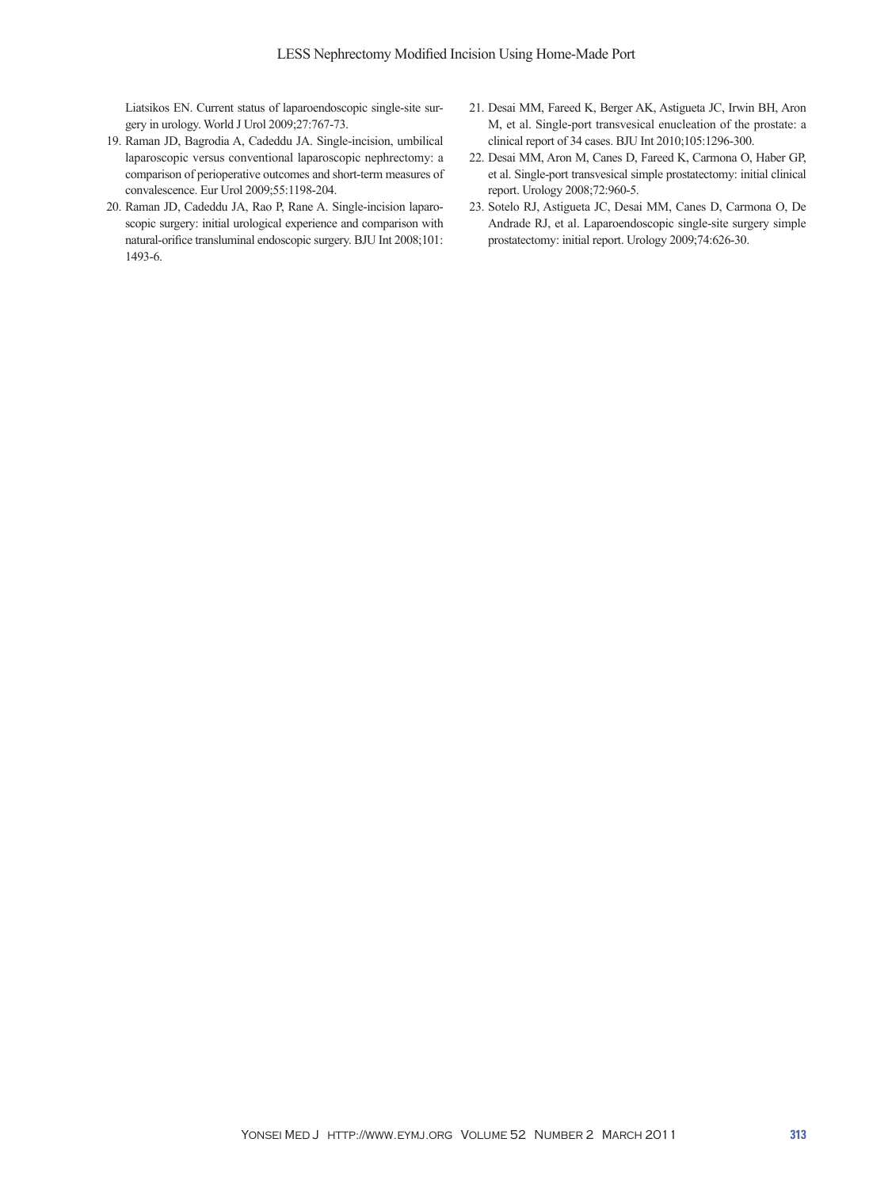Liatsikos EN. Current status of laparoendoscopic single-site surgery in urology. World J Urol 2009;27:767-73.

19. Raman JD, Bagrodia A, Cadeddu JA. Single-incision, umbilical laparoscopic versus conventional laparoscopic nephrectomy: a comparison of perioperative outcomes and short-term measures of convalescence. Eur Urol 2009;55:1198-204.
20. Raman JD, Cadeddu JA, Rao P, Rane A. Single-incision laparoscopic surgery: initial urological experience and comparison with natural-orifice transluminal endoscopic surgery. BJU Int 2008;101:1493-6.
21. Desai MM, Fareed K, Berger AK, Astigueta JC, Irwin BH, Aron M, et al. Single-port transvesical enucleation of the prostate: a clinical report of 34 cases. BJU Int 2010;105:1296-300.
22. Desai MM, Aron M, Canes D, Fareed K, Carmona O, Haber GP, et al. Single-port transvesical simple prostatectomy: initial clinical report. Urology 2008;72:960-5.
23. Sotelo RJ, Astigueta JC, Desai MM, Canes D, Carmona O, De Andrade RJ, et al. Laparoendoscopic single-site surgery simple prostatectomy: initial report. Urology 2009;74:626-30.